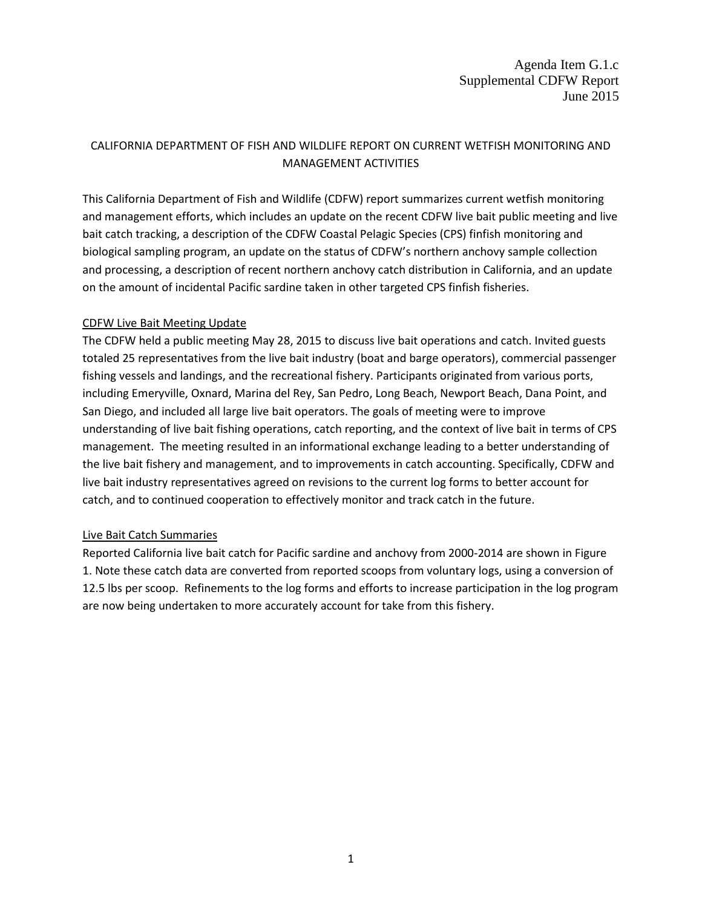Agenda Item G.1.c
Supplemental CDFW Report
June 2015

# CALIFORNIA DEPARTMENT OF FISH AND WILDLIFE REPORT ON CURRENT WETFISH MONITORING AND MANAGEMENT ACTIVITIES

This California Department of Fish and Wildlife (CDFW) report summarizes current wetfish monitoring and management efforts, which includes an update on the recent CDFW live bait public meeting and live bait catch tracking, a description of the CDFW Coastal Pelagic Species (CPS) finfish monitoring and biological sampling program, an update on the status of CDFW's northern anchovy sample collection and processing, a description of recent northern anchovy catch distribution in California, and an update on the amount of incidental Pacific sardine taken in other targeted CPS finfish fisheries.

## CDFW Live Bait Meeting Update

The CDFW held a public meeting May 28, 2015 to discuss live bait operations and catch. Invited guests totaled 25 representatives from the live bait industry (boat and barge operators), commercial passenger fishing vessels and landings, and the recreational fishery. Participants originated from various ports, including Emeryville, Oxnard, Marina del Rey, San Pedro, Long Beach, Newport Beach, Dana Point, and San Diego, and included all large live bait operators. The goals of meeting were to improve understanding of live bait fishing operations, catch reporting, and the context of live bait in terms of CPS management. The meeting resulted in an informational exchange leading to a better understanding of the live bait fishery and management, and to improvements in catch accounting. Specifically, CDFW and live bait industry representatives agreed on revisions to the current log forms to better account for catch, and to continued cooperation to effectively monitor and track catch in the future.

## Live Bait Catch Summaries

Reported California live bait catch for Pacific sardine and anchovy from 2000-2014 are shown in Figure 1. Note these catch data are converted from reported scoops from voluntary logs, using a conversion of 12.5 lbs per scoop. Refinements to the log forms and efforts to increase participation in the log program are now being undertaken to more accurately account for take from this fishery.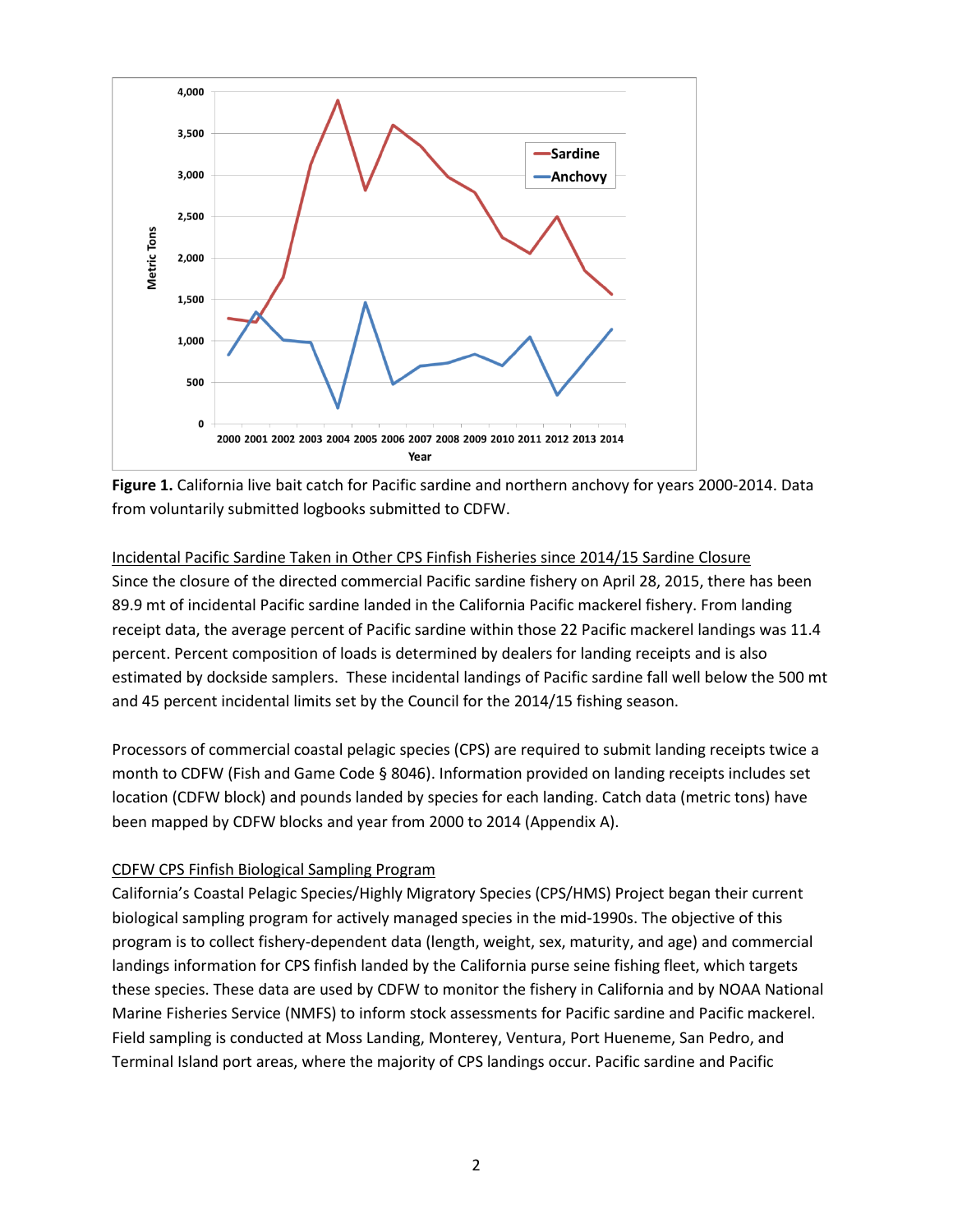**Figure 1.** California live bait catch for Pacific sardine and northern anchovy for years 2000-2014. Data from voluntarily submitted logbooks submitted to CDFW.

Incidental Pacific Sardine Taken in Other CPS Finfish Fisheries since 2014/15 Sardine Closure

Since the closure of the directed commercial Pacific sardine fishery on April 28, 2015, there has been 89.9 mt of incidental Pacific sardine landed in the California Pacific mackerel fishery. From landing receipt data, the average percent of Pacific sardine within those 22 Pacific mackerel landings was 11.4 percent. Percent composition of loads is determined by dealers for landing receipts and is also estimated by dockside samplers. These incidental landings of Pacific sardine fall well below the 500 mt and 45 percent incidental limits set by the Council for the 2014/15 fishing season.

Processors of commercial coastal pelagic species (CPS) are required to submit landing receipts twice a month to CDFW (Fish and Game Code § 8046). Information provided on landing receipts includes set location (CDFW block) and pounds landed by species for each landing. Catch data (metric tons) have been mapped by CDFW blocks and year from 2000 to 2014 (Appendix A).

CDFW CPS Finfish Biological Sampling Program

California's Coastal Pelagic Species/Highly Migratory Species (CPS/HMS) Project began their current biological sampling program for actively managed species in the mid-1990s. The objective of this program is to collect fishery-dependent data (length, weight, sex, maturity, and age) and commercial landings information for CPS finfish landed by the California purse seine fishing fleet, which targets these species. These data are used by CDFW to monitor the fishery in California and by NOAA National Marine Fisheries Service (NMFS) to inform stock assessments for Pacific sardine and Pacific mackerel. Field sampling is conducted at Moss Landing, Monterey, Ventura, Port Hueneme, San Pedro, and Terminal Island port areas, where the majority of CPS landings occur. Pacific sardine and Pacific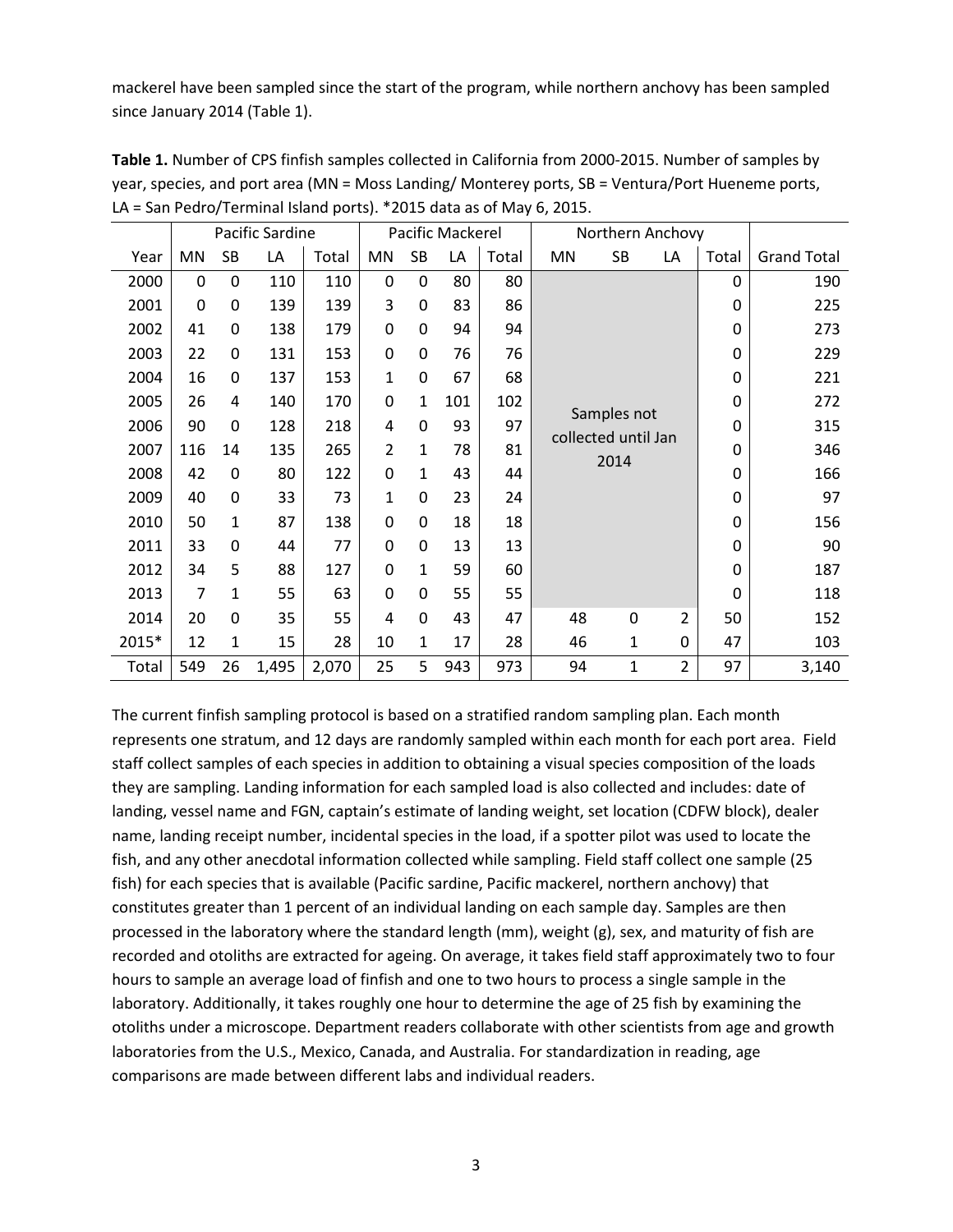mackerel have been sampled since the start of the program, while northern anchovy has been sampled since January 2014 (Table 1).

**Table 1.** Number of CPS finfish samples collected in California from 2000-2015. Number of samples by year, species, and port area (MN = Moss Landing/ Monterey ports, SB = Ventura/Port Hueneme ports, LA = San Pedro/Terminal Island ports). *2015 data as of May 6, 2015.

| | Pacific Sardine | | | | Pacific Mackerel | | | | Northern Anchovy | | | | |
|---|---|---|---|---|---|---|---|---|---|---|---|---|---|
| Year | MN | SB | LA | Total | MN | SB | LA | Total | MN | SB | LA | Total | Grand Total |
| 2000 | 0 | 0 | 110 | 110 | 0 | 0 | 80 | 80 | Samples not collected until Jan 2014 | | | 0 | 190 |
| 2001 | 0 | 0 | 139 | 139 | 3 | 0 | 83 | 86 | | | | 0 | 225 |
| 2002 | 41 | 0 | 138 | 179 | 0 | 0 | 94 | 94 | | | | 0 | 273 |
| 2003 | 22 | 0 | 131 | 153 | 0 | 0 | 76 | 76 | | | | 0 | 229 |
| 2004 | 16 | 0 | 137 | 153 | 1 | 0 | 67 | 68 | | | | 0 | 221 |
| 2005 | 26 | 4 | 140 | 170 | 0 | 1 | 101 | 102 | | | | 0 | 272 |
| 2006 | 90 | 0 | 128 | 218 | 4 | 0 | 93 | 97 | | | | 0 | 315 |
| 2007 | 116 | 14 | 135 | 265 | 2 | 1 | 78 | 81 | | | | 0 | 346 |
| 2008 | 42 | 0 | 80 | 122 | 0 | 1 | 43 | 44 | | | | 0 | 166 |
| 2009 | 40 | 0 | 33 | 73 | 1 | 0 | 23 | 24 | | | | 0 | 97 |
| 2010 | 50 | 1 | 87 | 138 | 0 | 0 | 18 | 18 | | | | 0 | 156 |
| 2011 | 33 | 0 | 44 | 77 | 0 | 0 | 13 | 13 | | | | 0 | 90 |
| 2012 | 34 | 5 | 88 | 127 | 0 | 1 | 59 | 60 | | | | 0 | 187 |
| 2013 | 7 | 1 | 55 | 63 | 0 | 0 | 55 | 55 | | | | 0 | 118 |
| 2014 | 20 | 0 | 35 | 55 | 4 | 0 | 43 | 47 | 48 | 0 | 2 | 50 | 152 |
| 2015* | 12 | 1 | 15 | 28 | 10 | 1 | 17 | 28 | 46 | 1 | 0 | 47 | 103 |
| Total | 549 | 26 | 1,495 | 2,070 | 25 | 5 | 943 | 973 | 94 | 1 | 2 | 97 | 3,140 |

The current finfish sampling protocol is based on a stratified random sampling plan. Each month represents one stratum, and 12 days are randomly sampled within each month for each port area. Field staff collect samples of each species in addition to obtaining a visual species composition of the loads they are sampling. Landing information for each sampled load is also collected and includes: date of landing, vessel name and FGN, captain's estimate of landing weight, set location (CDFW block), dealer name, landing receipt number, incidental species in the load, if a spotter pilot was used to locate the fish, and any other anecdotal information collected while sampling. Field staff collect one sample (25 fish) for each species that is available (Pacific sardine, Pacific mackerel, northern anchovy) that constitutes greater than 1 percent of an individual landing on each sample day. Samples are then processed in the laboratory where the standard length (mm), weight (g), sex, and maturity of fish are recorded and otoliths are extracted for ageing. On average, it takes field staff approximately two to four hours to sample an average load of finfish and one to two hours to process a single sample in the laboratory. Additionally, it takes roughly one hour to determine the age of 25 fish by examining the otoliths under a microscope. Department readers collaborate with other scientists from age and growth laboratories from the U.S., Mexico, Canada, and Australia. For standardization in reading, age comparisons are made between different labs and individual readers.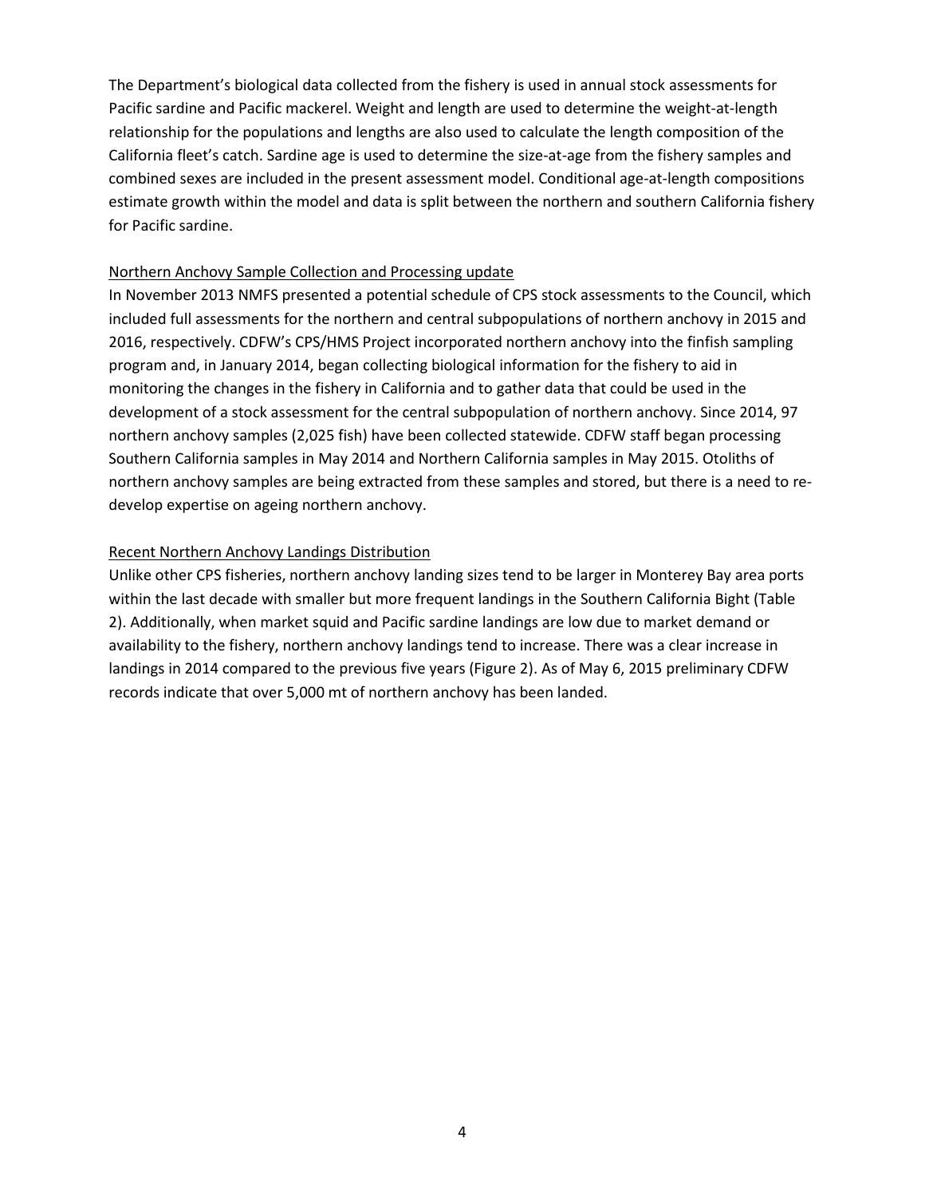The Department's biological data collected from the fishery is used in annual stock assessments for Pacific sardine and Pacific mackerel. Weight and length are used to determine the weight-at-length relationship for the populations and lengths are also used to calculate the length composition of the California fleet's catch. Sardine age is used to determine the size-at-age from the fishery samples and combined sexes are included in the present assessment model. Conditional age-at-length compositions estimate growth within the model and data is split between the northern and southern California fishery for Pacific sardine.

<u>Northern Anchovy Sample Collection and Processing update</u>

In November 2013 NMFS presented a potential schedule of CPS stock assessments to the Council, which included full assessments for the northern and central subpopulations of northern anchovy in 2015 and 2016, respectively. CDFW's CPS/HMS Project incorporated northern anchovy into the finfish sampling program and, in January 2014, began collecting biological information for the fishery to aid in monitoring the changes in the fishery in California and to gather data that could be used in the development of a stock assessment for the central subpopulation of northern anchovy. Since 2014, 97 northern anchovy samples (2,025 fish) have been collected statewide. CDFW staff began processing Southern California samples in May 2014 and Northern California samples in May 2015. Otoliths of northern anchovy samples are being extracted from these samples and stored, but there is a need to re-develop expertise on ageing northern anchovy.

<u>Recent Northern Anchovy Landings Distribution</u>

Unlike other CPS fisheries, northern anchovy landing sizes tend to be larger in Monterey Bay area ports within the last decade with smaller but more frequent landings in the Southern California Bight (Table 2). Additionally, when market squid and Pacific sardine landings are low due to market demand or availability to the fishery, northern anchovy landings tend to increase. There was a clear increase in landings in 2014 compared to the previous five years (Figure 2). As of May 6, 2015 preliminary CDFW records indicate that over 5,000 mt of northern anchovy has been landed.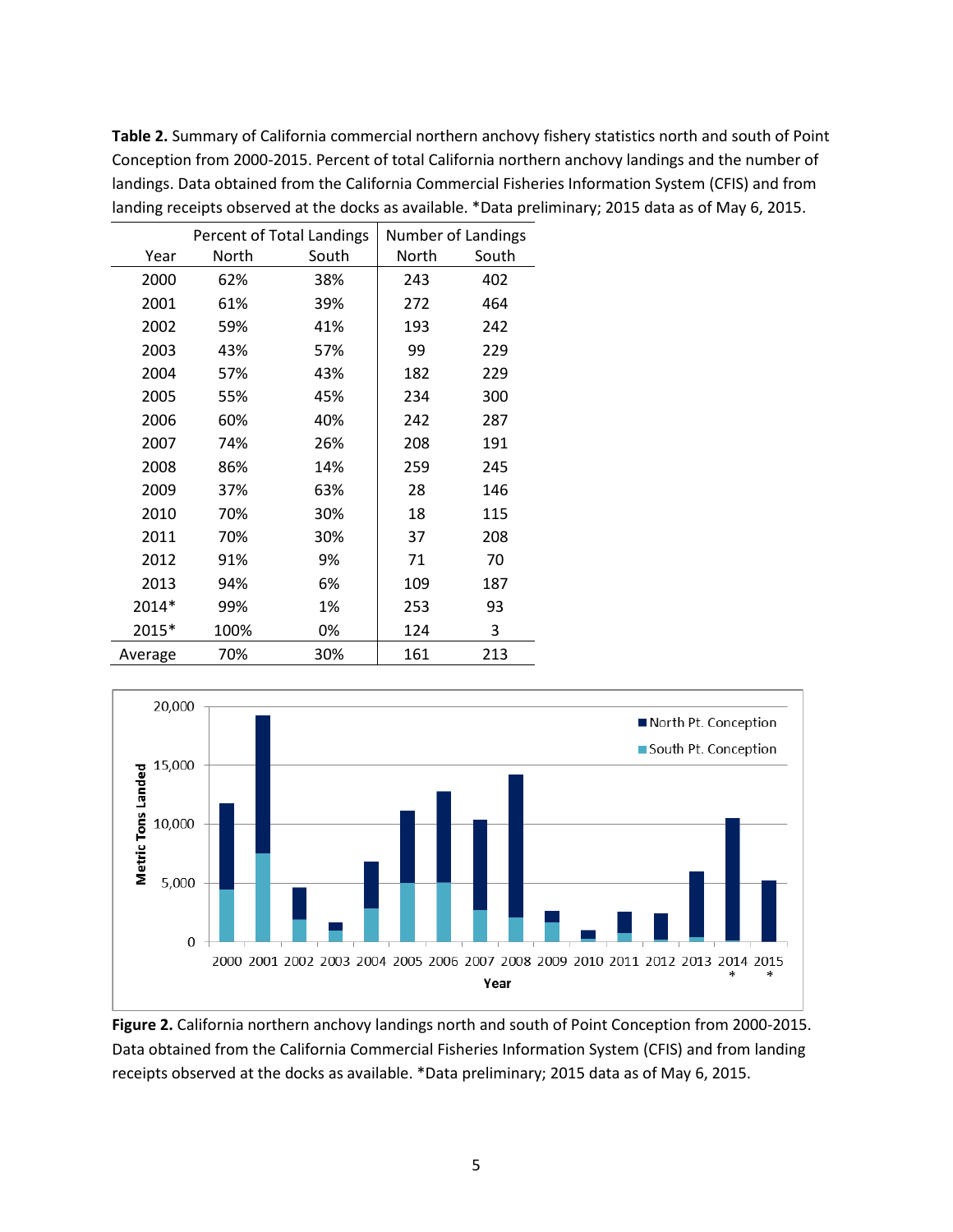**Table 2.** Summary of California commercial northern anchovy fishery statistics north and south of Point Conception from 2000-2015. Percent of total California northern anchovy landings and the number of landings. Data obtained from the California Commercial Fisheries Information System (CFIS) and from landing receipts observed at the docks as available. *Data preliminary; 2015 data as of May 6, 2015.

| | Percent of Total Landings | | Number of Landings | |
|---|---|---|---|---|
| Year | North | South | North | South |
| 2000 | 62% | 38% | 243 | 402 |
| 2001 | 61% | 39% | 272 | 464 |
| 2002 | 59% | 41% | 193 | 242 |
| 2003 | 43% | 57% | 99 | 229 |
| 2004 | 57% | 43% | 182 | 229 |
| 2005 | 55% | 45% | 234 | 300 |
| 2006 | 60% | 40% | 242 | 287 |
| 2007 | 74% | 26% | 208 | 191 |
| 2008 | 86% | 14% | 259 | 245 |
| 2009 | 37% | 63% | 28 | 146 |
| 2010 | 70% | 30% | 18 | 115 |
| 2011 | 70% | 30% | 37 | 208 |
| 2012 | 91% | 9% | 71 | 70 |
| 2013 | 94% | 6% | 109 | 187 |
| 2014* | 99% | 1% | 253 | 93 |
| 2015* | 100% | 0% | 124 | 3 |
| Average | 70% | 30% | 161 | 213 |

**Figure 2.** California northern anchovy landings north and south of Point Conception from 2000-2015. Data obtained from the California Commercial Fisheries Information System (CFIS) and from landing receipts observed at the docks as available. *Data preliminary; 2015 data as of May 6, 2015.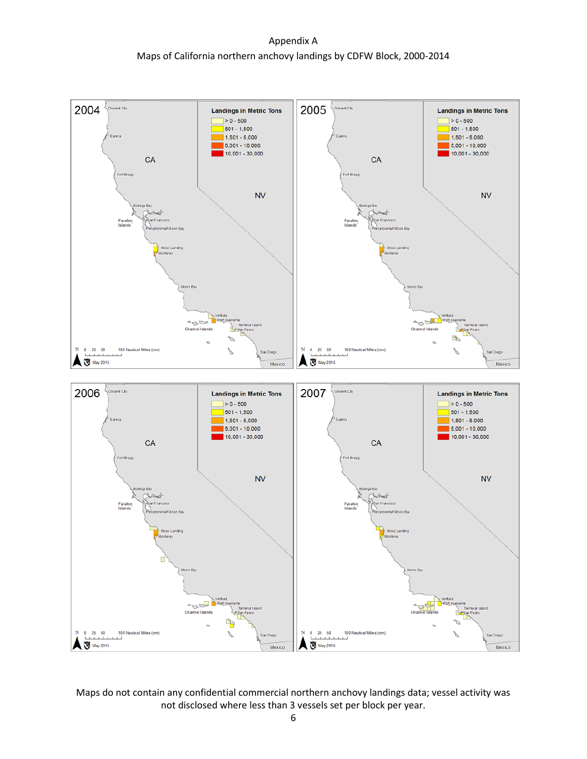Appendix A

Maps of California northern anchovy landings by CDFW Block, 2000-2014

2004

Landings in Metric Tons

- > 0 - 500
- 501 - 1,500
- 1,501 - 5,000
- 5,001 - 10,000
- 10,001 - 30,000

Crescent City, Eureka, CA, Fort Bragg, NV, Bodega Bay, Farallon Islands, San Francisco, Princeton/Half Moon Bay, Moss Landing, Monterey, Morro Bay, Ventura, Port Hueneme, Channel Islands, Terminal Island, San Pedro, San Diego, Mexico

N 0 25 50 100 Nautical Miles (nm)

May 2015

2005

Landings in Metric Tons

- > 0 - 500
- 501 - 1,500
- 1,501 - 5,000
- 5,001 - 10,000
- 10,001 - 30,000

Crescent City, Eureka, CA, Fort Bragg, NV, Bodega Bay, Farallon Islands, San Francisco, Princeton/Half Moon Bay, Moss Landing, Monterey, Morro Bay, Ventura, Port Hueneme, Channel Islands, Terminal Island, San Pedro, San Diego, Mexico

N 0 25 50 100 Nautical Miles (nm)

May 2015

2006

Landings in Metric Tons

- > 0 - 500
- 501 - 1,500
- 1,501 - 5,000
- 5,001 - 10,000
- 10,001 - 30,000

Crescent City, Eureka, CA, Fort Bragg, NV, Bodega Bay, Farallon Islands, San Francisco, Princeton/Half Moon Bay, Moss Landing, Monterey, Morro Bay, Ventura, Port Hueneme, Channel Islands, Terminal Island, San Pedro, San Diego, Mexico

N 0 25 50 100 Nautical Miles (nm)

May 2015

2007

Landings in Metric Tons

- > 0 - 500
- 501 - 1,500
- 1,501 - 5,000
- 5,001 - 10,000
- 10,001 - 30,000

Crescent City, Eureka, CA, Fort Bragg, NV, Bodega Bay, Farallon Islands, San Francisco, Princeton/Half Moon Bay, Moss Landing, Monterey, Morro Bay, Ventura, Port Hueneme, Channel Islands, Terminal Island, San Pedro, San Diego, Mexico

N 0 25 50 100 Nautical Miles (nm)

May 2015

Maps do not contain any confidential commercial northern anchovy landings data; vessel activity was not disclosed where less than 3 vessels set per block per year.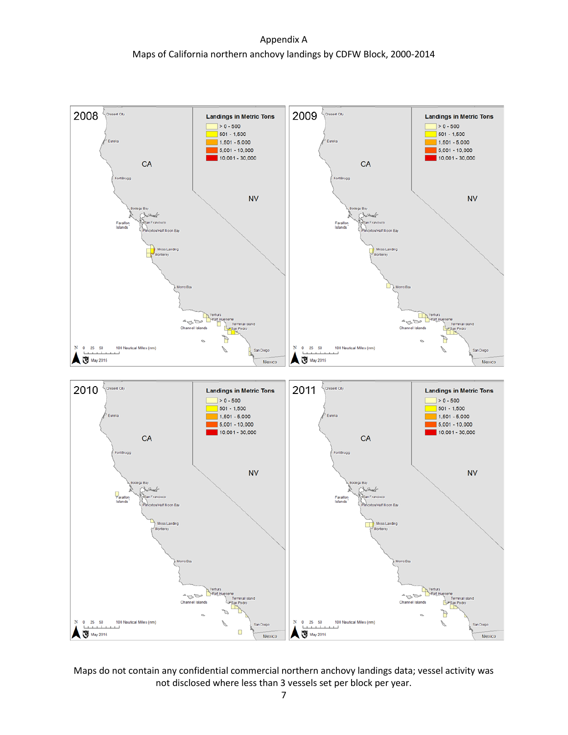Appendix A

Maps of California northern anchovy landings by CDFW Block, 2000-2014

Maps do not contain any confidential commercial northern anchovy landings data; vessel activity was not disclosed where less than 3 vessels set per block per year.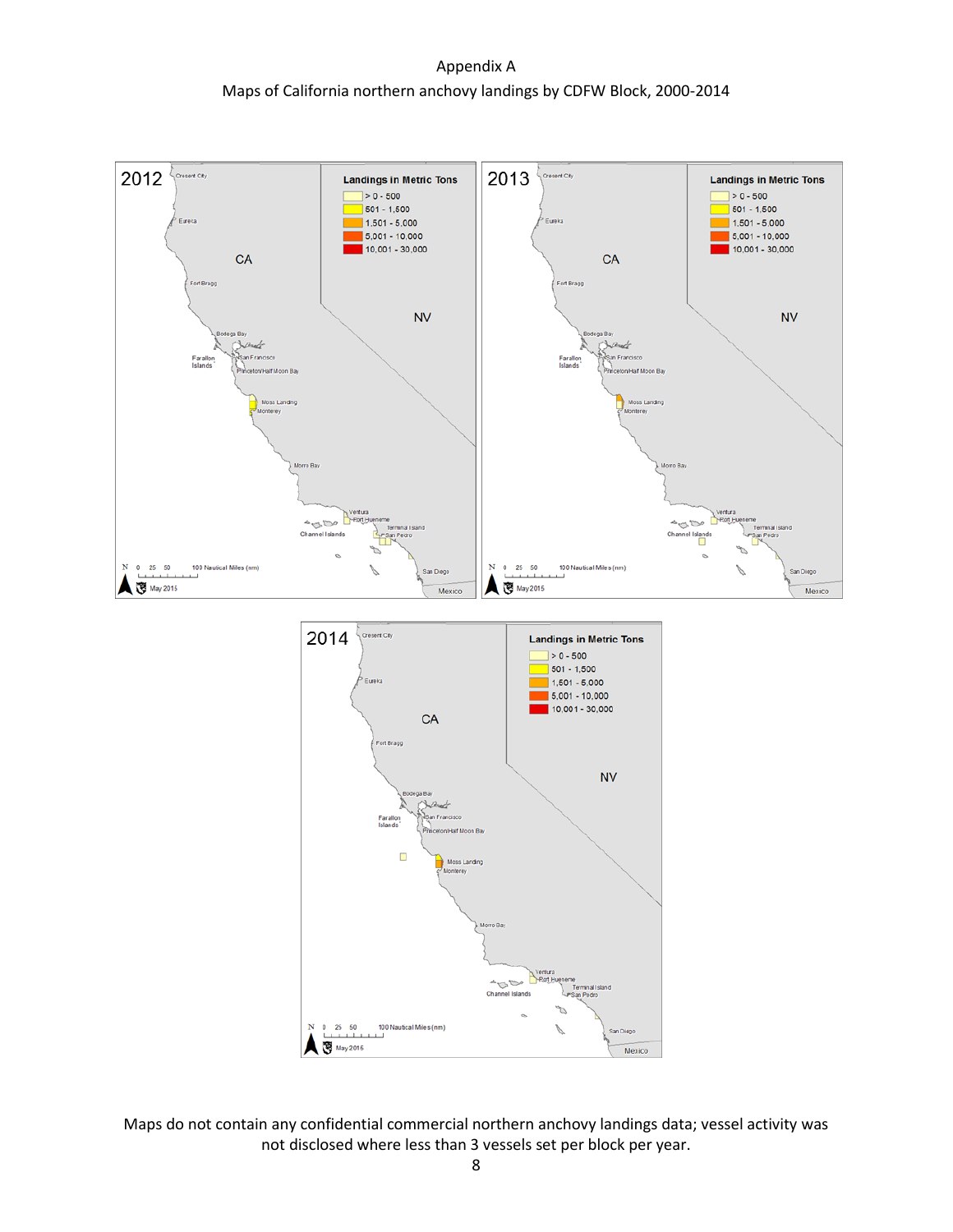Appendix A

Maps of California northern anchovy landings by CDFW Block, 2000-2014

2012

Landings in Metric Tons
> 0 - 500
501 - 1,500
1,501 - 5,000
5,001 - 10,000
10,001 - 30,000

Cresent City
Eureka
CA
Fort Bragg
NV
Bodega Bay
Farallon Islands
San Francisco
Princeton/Half Moon Bay
Moss Landing
Monterey
Morro Bay
Ventura
Port Hueneme
Channel Islands
Terminal Island
San Pedro
San Diego
Mexico
N 0 25 50 100 Nautical Miles (nm)
May 2015

2013

Landings in Metric Tons
> 0 - 500
501 - 1,500
1,501 - 5,000
5,001 - 10,000
10,001 - 30,000

Cresent City
Eureka
CA
Fort Bragg
NV
Bodega Bay
Farallon Islands
San Francisco
Princeton/Half Moon Bay
Moss Landing
Monterey
Morro Bay
Ventura
Port Hueneme
Channel Islands
Terminal Island
San Pedro
San Diego
Mexico
N 0 25 50 100 Nautical Miles (nm)
May 2015

2014

Landings in Metric Tons
> 0 - 500
501 - 1,500
1,501 - 5,000
5,001 - 10,000
10,001 - 30,000

Cresent City
Eureka
CA
Fort Bragg
NV
Bodega Bay
Farallon Islands
San Francisco
Princeton/Half Moon Bay
Moss Landing
Monterey
Morro Bay
Ventura
Port Hueneme
Channel Islands
Terminal Island
San Pedro
San Diego
Mexico
N 0 25 50 100 Nautical Miles (nm)
May 2015

Maps do not contain any confidential commercial northern anchovy landings data; vessel activity was not disclosed where less than 3 vessels set per block per year.